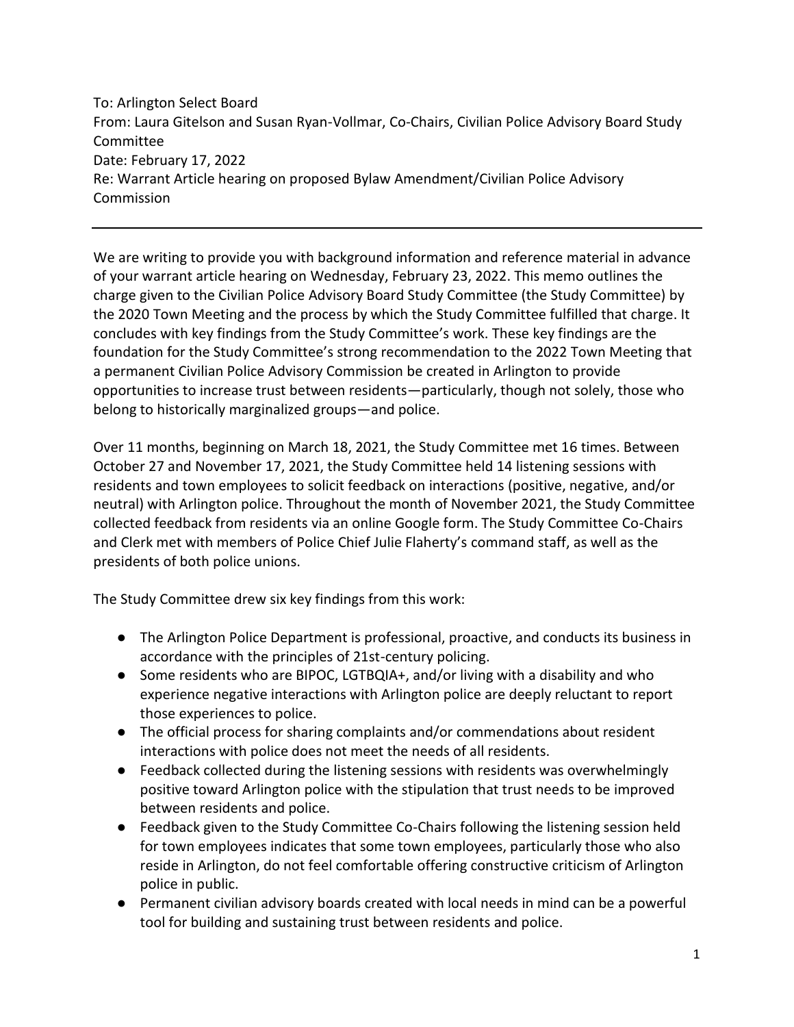To: Arlington Select Board
From: Laura Gitelson and Susan Ryan-Vollmar, Co-Chairs, Civilian Police Advisory Board Study Committee
Date: February 17, 2022
Re: Warrant Article hearing on proposed Bylaw Amendment/Civilian Police Advisory Commission

---

We are writing to provide you with background information and reference material in advance of your warrant article hearing on Wednesday, February 23, 2022. This memo outlines the charge given to the Civilian Police Advisory Board Study Committee (the Study Committee) by the 2020 Town Meeting and the process by which the Study Committee fulfilled that charge. It concludes with key findings from the Study Committee's work. These key findings are the foundation for the Study Committee's strong recommendation to the 2022 Town Meeting that a permanent Civilian Police Advisory Commission be created in Arlington to provide opportunities to increase trust between residents—particularly, though not solely, those who belong to historically marginalized groups—and police.

Over 11 months, beginning on March 18, 2021, the Study Committee met 16 times. Between October 27 and November 17, 2021, the Study Committee held 14 listening sessions with residents and town employees to solicit feedback on interactions (positive, negative, and/or neutral) with Arlington police. Throughout the month of November 2021, the Study Committee collected feedback from residents via an online Google form. The Study Committee Co-Chairs and Clerk met with members of Police Chief Julie Flaherty's command staff, as well as the presidents of both police unions.

The Study Committee drew six key findings from this work:

- The Arlington Police Department is professional, proactive, and conducts its business in accordance with the principles of 21st-century policing.
- Some residents who are BIPOC, LGTBQIA+, and/or living with a disability and who experience negative interactions with Arlington police are deeply reluctant to report those experiences to police.
- The official process for sharing complaints and/or commendations about resident interactions with police does not meet the needs of all residents.
- Feedback collected during the listening sessions with residents was overwhelmingly positive toward Arlington police with the stipulation that trust needs to be improved between residents and police.
- Feedback given to the Study Committee Co-Chairs following the listening session held for town employees indicates that some town employees, particularly those who also reside in Arlington, do not feel comfortable offering constructive criticism of Arlington police in public.
- Permanent civilian advisory boards created with local needs in mind can be a powerful tool for building and sustaining trust between residents and police.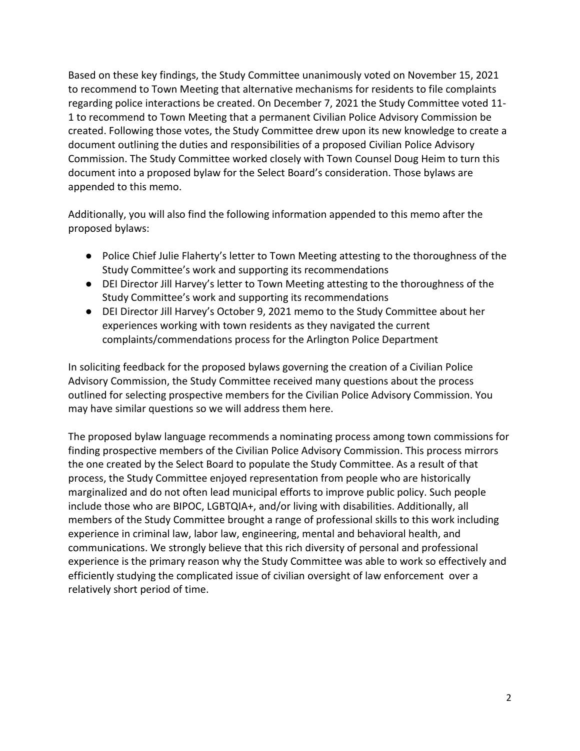Based on these key findings, the Study Committee unanimously voted on November 15, 2021 to recommend to Town Meeting that alternative mechanisms for residents to file complaints regarding police interactions be created. On December 7, 2021 the Study Committee voted 11-1 to recommend to Town Meeting that a permanent Civilian Police Advisory Commission be created. Following those votes, the Study Committee drew upon its new knowledge to create a document outlining the duties and responsibilities of a proposed Civilian Police Advisory Commission. The Study Committee worked closely with Town Counsel Doug Heim to turn this document into a proposed bylaw for the Select Board's consideration. Those bylaws are appended to this memo.

Additionally, you will also find the following information appended to this memo after the proposed bylaws:

- Police Chief Julie Flaherty's letter to Town Meeting attesting to the thoroughness of the Study Committee's work and supporting its recommendations
- DEI Director Jill Harvey's letter to Town Meeting attesting to the thoroughness of the Study Committee's work and supporting its recommendations
- DEI Director Jill Harvey's October 9, 2021 memo to the Study Committee about her experiences working with town residents as they navigated the current complaints/commendations process for the Arlington Police Department

In soliciting feedback for the proposed bylaws governing the creation of a Civilian Police Advisory Commission, the Study Committee received many questions about the process outlined for selecting prospective members for the Civilian Police Advisory Commission. You may have similar questions so we will address them here.

The proposed bylaw language recommends a nominating process among town commissions for finding prospective members of the Civilian Police Advisory Commission. This process mirrors the one created by the Select Board to populate the Study Committee. As a result of that process, the Study Committee enjoyed representation from people who are historically marginalized and do not often lead municipal efforts to improve public policy. Such people include those who are BIPOC, LGBTQIA+, and/or living with disabilities. Additionally, all members of the Study Committee brought a range of professional skills to this work including experience in criminal law, labor law, engineering, mental and behavioral health, and communications. We strongly believe that this rich diversity of personal and professional experience is the primary reason why the Study Committee was able to work so effectively and efficiently studying the complicated issue of civilian oversight of law enforcement over a relatively short period of time.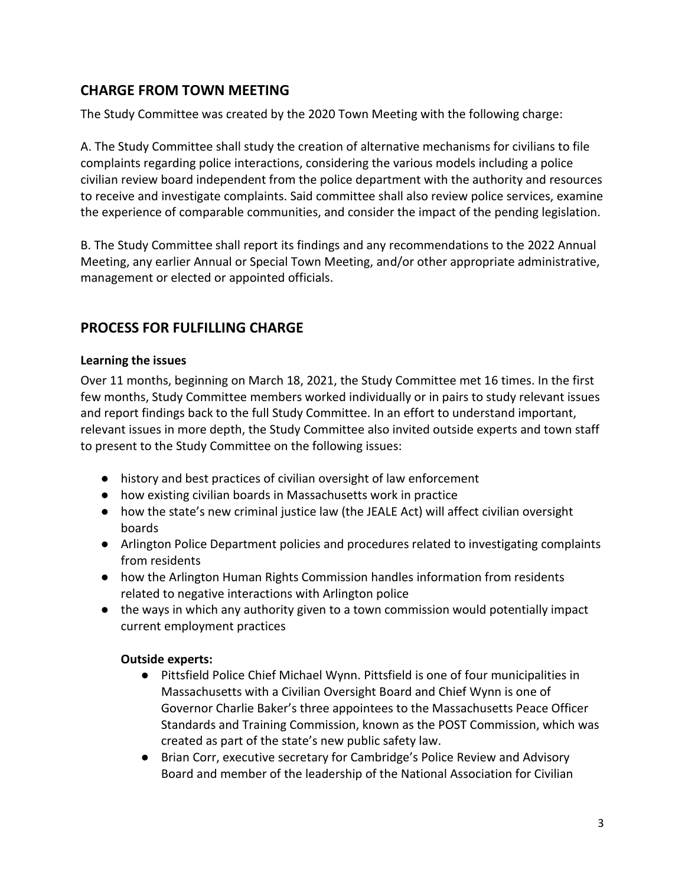## CHARGE FROM TOWN MEETING

The Study Committee was created by the 2020 Town Meeting with the following charge:

A. The Study Committee shall study the creation of alternative mechanisms for civilians to file complaints regarding police interactions, considering the various models including a police civilian review board independent from the police department with the authority and resources to receive and investigate complaints. Said committee shall also review police services, examine the experience of comparable communities, and consider the impact of the pending legislation.

B. The Study Committee shall report its findings and any recommendations to the 2022 Annual Meeting, any earlier Annual or Special Town Meeting, and/or other appropriate administrative, management or elected or appointed officials.

## PROCESS FOR FULFILLING CHARGE

### Learning the issues

Over 11 months, beginning on March 18, 2021, the Study Committee met 16 times. In the first few months, Study Committee members worked individually or in pairs to study relevant issues and report findings back to the full Study Committee. In an effort to understand important, relevant issues in more depth, the Study Committee also invited outside experts and town staff to present to the Study Committee on the following issues:

- history and best practices of civilian oversight of law enforcement
- how existing civilian boards in Massachusetts work in practice
- how the state's new criminal justice law (the JEALE Act) will affect civilian oversight boards
- Arlington Police Department policies and procedures related to investigating complaints from residents
- how the Arlington Human Rights Commission handles information from residents related to negative interactions with Arlington police
- the ways in which any authority given to a town commission would potentially impact current employment practices

#### Outside experts:

- Pittsfield Police Chief Michael Wynn. Pittsfield is one of four municipalities in Massachusetts with a Civilian Oversight Board and Chief Wynn is one of Governor Charlie Baker's three appointees to the Massachusetts Peace Officer Standards and Training Commission, known as the POST Commission, which was created as part of the state's new public safety law.
- Brian Corr, executive secretary for Cambridge's Police Review and Advisory Board and member of the leadership of the National Association for Civilian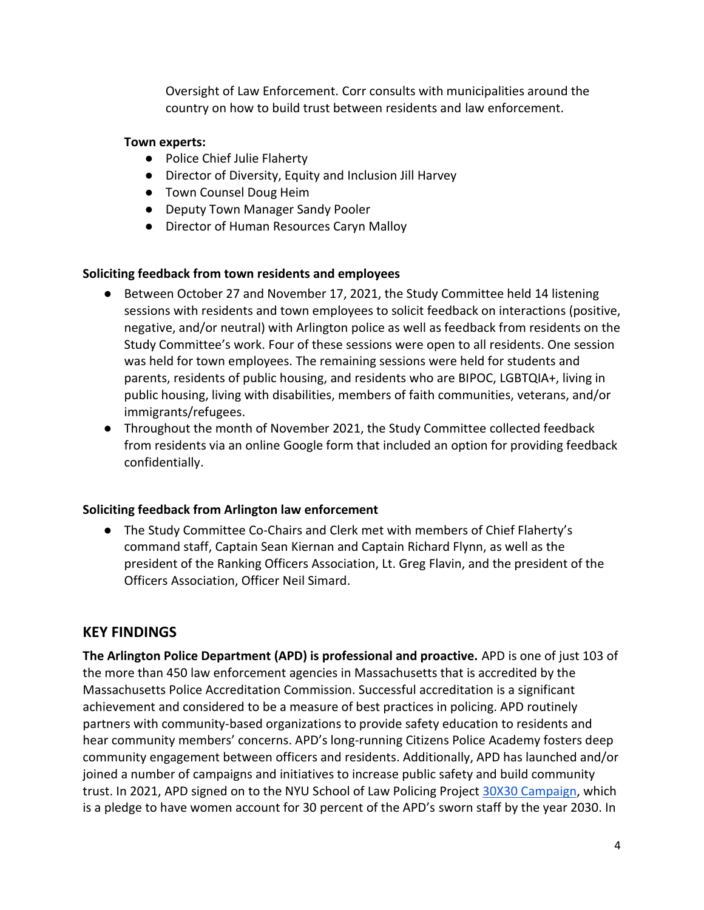Oversight of Law Enforcement. Corr consults with municipalities around the country on how to build trust between residents and law enforcement.

**Town experts:**

- Police Chief Julie Flaherty
- Director of Diversity, Equity and Inclusion Jill Harvey
- Town Counsel Doug Heim
- Deputy Town Manager Sandy Pooler
- Director of Human Resources Caryn Malloy

### Soliciting feedback from town residents and employees

- Between October 27 and November 17, 2021, the Study Committee held 14 listening sessions with residents and town employees to solicit feedback on interactions (positive, negative, and/or neutral) with Arlington police as well as feedback from residents on the Study Committee's work. Four of these sessions were open to all residents. One session was held for town employees. The remaining sessions were held for students and parents, residents of public housing, and residents who are BIPOC, LGBTQIA+, living in public housing, living with disabilities, members of faith communities, veterans, and/or immigrants/refugees.
- Throughout the month of November 2021, the Study Committee collected feedback from residents via an online Google form that included an option for providing feedback confidentially.

### Soliciting feedback from Arlington law enforcement

- The Study Committee Co-Chairs and Clerk met with members of Chief Flaherty's command staff, Captain Sean Kiernan and Captain Richard Flynn, as well as the president of the Ranking Officers Association, Lt. Greg Flavin, and the president of the Officers Association, Officer Neil Simard.

## KEY FINDINGS

**The Arlington Police Department (APD) is professional and proactive.** APD is one of just 103 of the more than 450 law enforcement agencies in Massachusetts that is accredited by the Massachusetts Police Accreditation Commission. Successful accreditation is a significant achievement and considered to be a measure of best practices in policing. APD routinely partners with community-based organizations to provide safety education to residents and hear community members' concerns. APD's long-running Citizens Police Academy fosters deep community engagement between officers and residents. Additionally, APD has launched and/or joined a number of campaigns and initiatives to increase public safety and build community trust. In 2021, APD signed on to the NYU School of Law Policing Project 30X30 Campaign, which is a pledge to have women account for 30 percent of the APD's sworn staff by the year 2030. In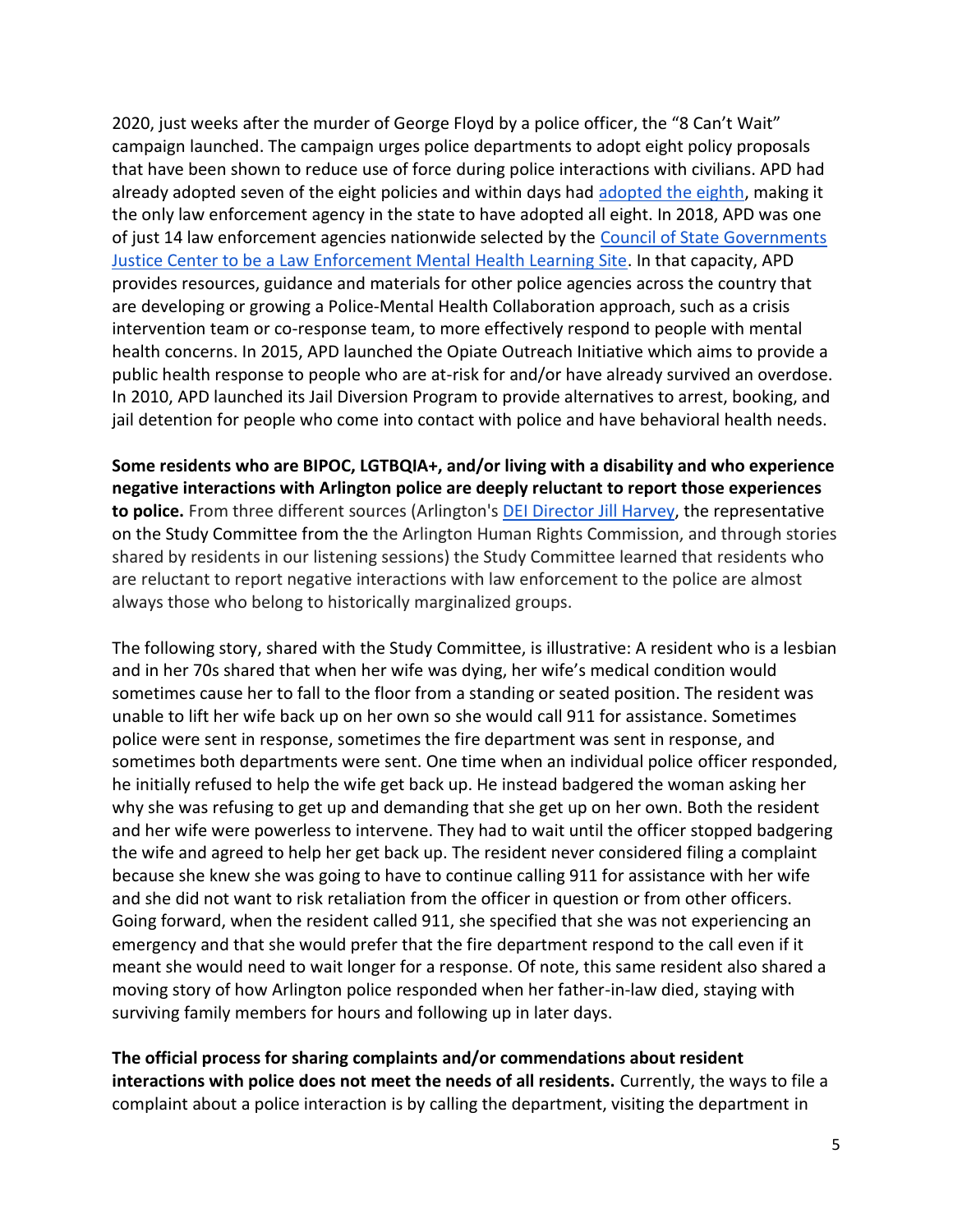2020, just weeks after the murder of George Floyd by a police officer, the "8 Can't Wait" campaign launched. The campaign urges police departments to adopt eight policy proposals that have been shown to reduce use of force during police interactions with civilians. APD had already adopted seven of the eight policies and within days had adopted the eighth, making it the only law enforcement agency in the state to have adopted all eight. In 2018, APD was one of just 14 law enforcement agencies nationwide selected by the Council of State Governments Justice Center to be a Law Enforcement Mental Health Learning Site. In that capacity, APD provides resources, guidance and materials for other police agencies across the country that are developing or growing a Police-Mental Health Collaboration approach, such as a crisis intervention team or co-response team, to more effectively respond to people with mental health concerns. In 2015, APD launched the Opiate Outreach Initiative which aims to provide a public health response to people who are at-risk for and/or have already survived an overdose. In 2010, APD launched its Jail Diversion Program to provide alternatives to arrest, booking, and jail detention for people who come into contact with police and have behavioral health needs.

**Some residents who are BIPOC, LGTBQIA+, and/or living with a disability and who experience negative interactions with Arlington police are deeply reluctant to report those experiences to police.** From three different sources (Arlington's DEI Director Jill Harvey, the representative on the Study Committee from the the Arlington Human Rights Commission, and through stories shared by residents in our listening sessions) the Study Committee learned that residents who are reluctant to report negative interactions with law enforcement to the police are almost always those who belong to historically marginalized groups.

The following story, shared with the Study Committee, is illustrative: A resident who is a lesbian and in her 70s shared that when her wife was dying, her wife's medical condition would sometimes cause her to fall to the floor from a standing or seated position. The resident was unable to lift her wife back up on her own so she would call 911 for assistance. Sometimes police were sent in response, sometimes the fire department was sent in response, and sometimes both departments were sent. One time when an individual police officer responded, he initially refused to help the wife get back up. He instead badgered the woman asking her why she was refusing to get up and demanding that she get up on her own. Both the resident and her wife were powerless to intervene. They had to wait until the officer stopped badgering the wife and agreed to help her get back up. The resident never considered filing a complaint because she knew she was going to have to continue calling 911 for assistance with her wife and she did not want to risk retaliation from the officer in question or from other officers. Going forward, when the resident called 911, she specified that she was not experiencing an emergency and that she would prefer that the fire department respond to the call even if it meant she would need to wait longer for a response. Of note, this same resident also shared a moving story of how Arlington police responded when her father-in-law died, staying with surviving family members for hours and following up in later days.

**The official process for sharing complaints and/or commendations about resident interactions with police does not meet the needs of all residents.** Currently, the ways to file a complaint about a police interaction is by calling the department, visiting the department in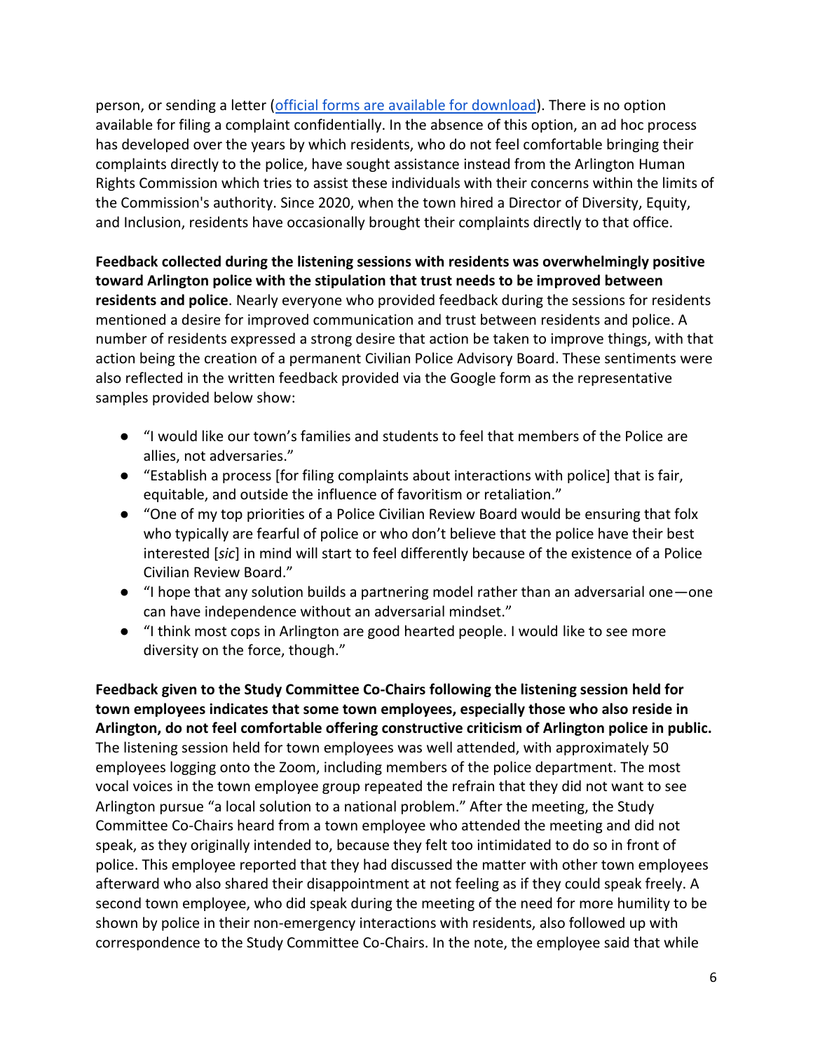person, or sending a letter ([official forms are available for download]). There is no option available for filing a complaint confidentially. In the absence of this option, an ad hoc process has developed over the years by which residents, who do not feel comfortable bringing their complaints directly to the police, have sought assistance instead from the Arlington Human Rights Commission which tries to assist these individuals with their concerns within the limits of the Commission's authority. Since 2020, when the town hired a Director of Diversity, Equity, and Inclusion, residents have occasionally brought their complaints directly to that office.

**Feedback collected during the listening sessions with residents was overwhelmingly positive toward Arlington police with the stipulation that trust needs to be improved between residents and police**. Nearly everyone who provided feedback during the sessions for residents mentioned a desire for improved communication and trust between residents and police. A number of residents expressed a strong desire that action be taken to improve things, with that action being the creation of a permanent Civilian Police Advisory Board. These sentiments were also reflected in the written feedback provided via the Google form as the representative samples provided below show:

- "I would like our town's families and students to feel that members of the Police are allies, not adversaries."
- "Establish a process [for filing complaints about interactions with police] that is fair, equitable, and outside the influence of favoritism or retaliation."
- "One of my top priorities of a Police Civilian Review Board would be ensuring that folx who typically are fearful of police or who don't believe that the police have their best interested [*sic*] in mind will start to feel differently because of the existence of a Police Civilian Review Board."
- "I hope that any solution builds a partnering model rather than an adversarial one—one can have independence without an adversarial mindset."
- "I think most cops in Arlington are good hearted people. I would like to see more diversity on the force, though."

**Feedback given to the Study Committee Co-Chairs following the listening session held for town employees indicates that some town employees, especially those who also reside in Arlington, do not feel comfortable offering constructive criticism of Arlington police in public.** The listening session held for town employees was well attended, with approximately 50 employees logging onto the Zoom, including members of the police department. The most vocal voices in the town employee group repeated the refrain that they did not want to see Arlington pursue "a local solution to a national problem." After the meeting, the Study Committee Co-Chairs heard from a town employee who attended the meeting and did not speak, as they originally intended to, because they felt too intimidated to do so in front of police. This employee reported that they had discussed the matter with other town employees afterward who also shared their disappointment at not feeling as if they could speak freely. A second town employee, who did speak during the meeting of the need for more humility to be shown by police in their non-emergency interactions with residents, also followed up with correspondence to the Study Committee Co-Chairs. In the note, the employee said that while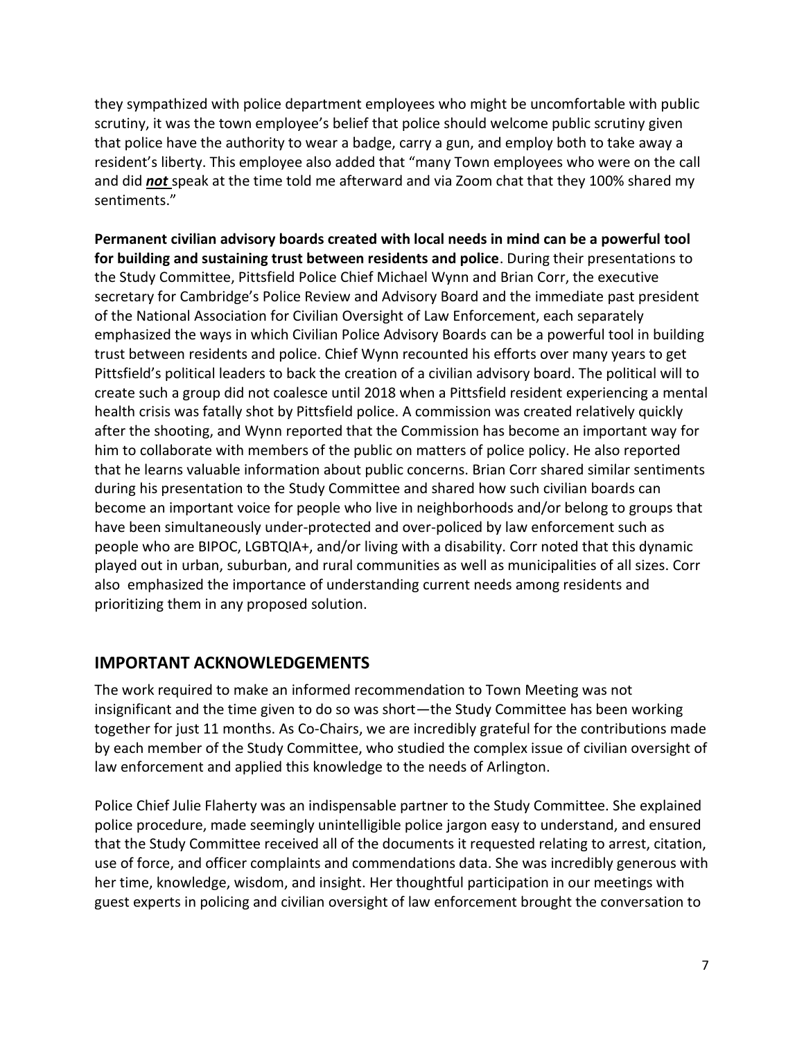they sympathized with police department employees who might be uncomfortable with public scrutiny, it was the town employee's belief that police should welcome public scrutiny given that police have the authority to wear a badge, carry a gun, and employ both to take away a resident's liberty. This employee also added that "many Town employees who were on the call and did ***not*** speak at the time told me afterward and via Zoom chat that they 100% shared my sentiments."

**Permanent civilian advisory boards created with local needs in mind can be a powerful tool for building and sustaining trust between residents and police**. During their presentations to the Study Committee, Pittsfield Police Chief Michael Wynn and Brian Corr, the executive secretary for Cambridge's Police Review and Advisory Board and the immediate past president of the National Association for Civilian Oversight of Law Enforcement, each separately emphasized the ways in which Civilian Police Advisory Boards can be a powerful tool in building trust between residents and police. Chief Wynn recounted his efforts over many years to get Pittsfield's political leaders to back the creation of a civilian advisory board. The political will to create such a group did not coalesce until 2018 when a Pittsfield resident experiencing a mental health crisis was fatally shot by Pittsfield police. A commission was created relatively quickly after the shooting, and Wynn reported that the Commission has become an important way for him to collaborate with members of the public on matters of police policy. He also reported that he learns valuable information about public concerns. Brian Corr shared similar sentiments during his presentation to the Study Committee and shared how such civilian boards can become an important voice for people who live in neighborhoods and/or belong to groups that have been simultaneously under-protected and over-policed by law enforcement such as people who are BIPOC, LGBTQIA+, and/or living with a disability. Corr noted that this dynamic played out in urban, suburban, and rural communities as well as municipalities of all sizes. Corr also emphasized the importance of understanding current needs among residents and prioritizing them in any proposed solution.

## IMPORTANT ACKNOWLEDGEMENTS

The work required to make an informed recommendation to Town Meeting was not insignificant and the time given to do so was short—the Study Committee has been working together for just 11 months. As Co-Chairs, we are incredibly grateful for the contributions made by each member of the Study Committee, who studied the complex issue of civilian oversight of law enforcement and applied this knowledge to the needs of Arlington.

Police Chief Julie Flaherty was an indispensable partner to the Study Committee. She explained police procedure, made seemingly unintelligible police jargon easy to understand, and ensured that the Study Committee received all of the documents it requested relating to arrest, citation, use of force, and officer complaints and commendations data. She was incredibly generous with her time, knowledge, wisdom, and insight. Her thoughtful participation in our meetings with guest experts in policing and civilian oversight of law enforcement brought the conversation to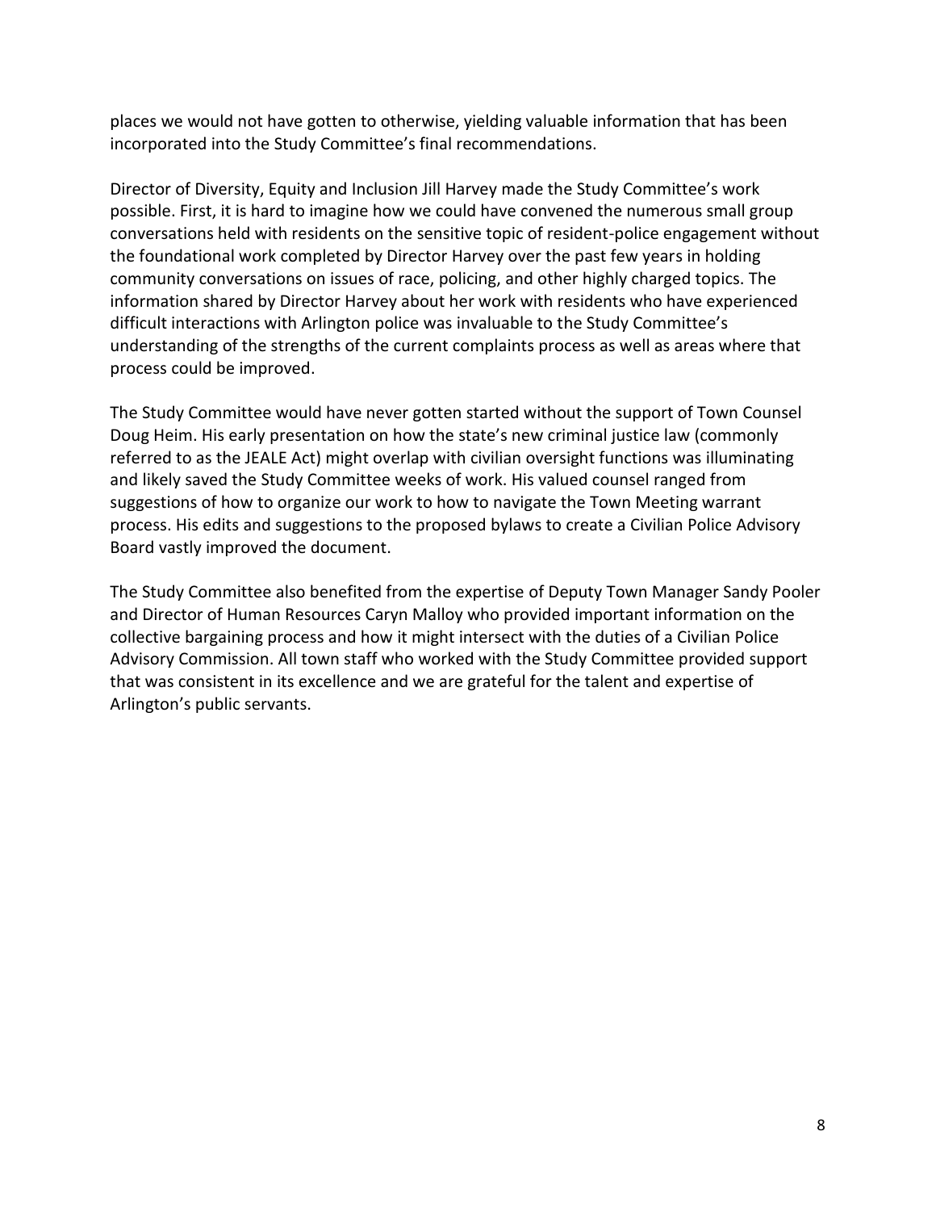places we would not have gotten to otherwise, yielding valuable information that has been incorporated into the Study Committee's final recommendations.

Director of Diversity, Equity and Inclusion Jill Harvey made the Study Committee's work possible. First, it is hard to imagine how we could have convened the numerous small group conversations held with residents on the sensitive topic of resident-police engagement without the foundational work completed by Director Harvey over the past few years in holding community conversations on issues of race, policing, and other highly charged topics. The information shared by Director Harvey about her work with residents who have experienced difficult interactions with Arlington police was invaluable to the Study Committee's understanding of the strengths of the current complaints process as well as areas where that process could be improved.

The Study Committee would have never gotten started without the support of Town Counsel Doug Heim. His early presentation on how the state's new criminal justice law (commonly referred to as the JEALE Act) might overlap with civilian oversight functions was illuminating and likely saved the Study Committee weeks of work. His valued counsel ranged from suggestions of how to organize our work to how to navigate the Town Meeting warrant process. His edits and suggestions to the proposed bylaws to create a Civilian Police Advisory Board vastly improved the document.

The Study Committee also benefited from the expertise of Deputy Town Manager Sandy Pooler and Director of Human Resources Caryn Malloy who provided important information on the collective bargaining process and how it might intersect with the duties of a Civilian Police Advisory Commission. All town staff who worked with the Study Committee provided support that was consistent in its excellence and we are grateful for the talent and expertise of Arlington's public servants.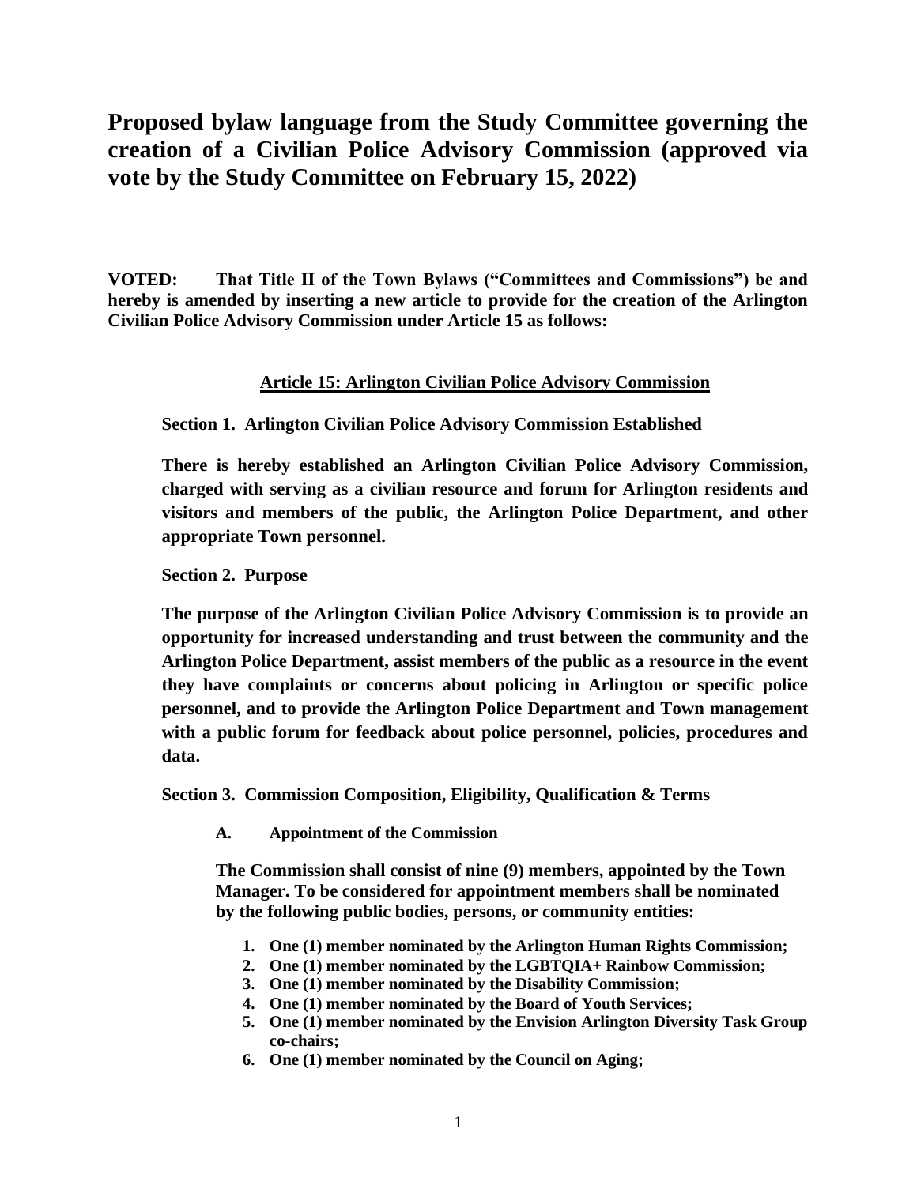# Proposed bylaw language from the Study Committee governing the creation of a Civilian Police Advisory Commission (approved via vote by the Study Committee on February 15, 2022)

---

**VOTED: That Title II of the Town Bylaws ("Committees and Commissions") be and hereby is amended by inserting a new article to provide for the creation of the Arlington Civilian Police Advisory Commission under Article 15 as follows:**

## Article 15: Arlington Civilian Police Advisory Commission

**Section 1. Arlington Civilian Police Advisory Commission Established**

**There is hereby established an Arlington Civilian Police Advisory Commission, charged with serving as a civilian resource and forum for Arlington residents and visitors and members of the public, the Arlington Police Department, and other appropriate Town personnel.**

**Section 2. Purpose**

**The purpose of the Arlington Civilian Police Advisory Commission is to provide an opportunity for increased understanding and trust between the community and the Arlington Police Department, assist members of the public as a resource in the event they have complaints or concerns about policing in Arlington or specific police personnel, and to provide the Arlington Police Department and Town management with a public forum for feedback about police personnel, policies, procedures and data.**

**Section 3. Commission Composition, Eligibility, Qualification & Terms**

**A. Appointment of the Commission**

**The Commission shall consist of nine (9) members, appointed by the Town Manager. To be considered for appointment members shall be nominated by the following public bodies, persons, or community entities:**

1. **One (1) member nominated by the Arlington Human Rights Commission;**
2. **One (1) member nominated by the LGBTQIA+ Rainbow Commission;**
3. **One (1) member nominated by the Disability Commission;**
4. **One (1) member nominated by the Board of Youth Services;**
5. **One (1) member nominated by the Envision Arlington Diversity Task Group co-chairs;**
6. **One (1) member nominated by the Council on Aging;**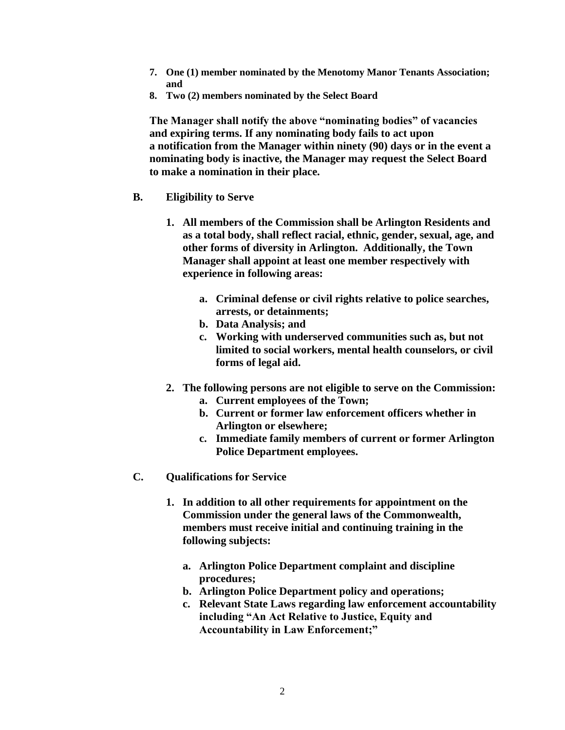7. **One (1) member nominated by the Menotomy Manor Tenants Association; and**
8. **Two (2) members nominated by the Select Board**

**The Manager shall notify the above "nominating bodies" of vacancies and expiring terms. If any nominating body fails to act upon a notification from the Manager within ninety (90) days or in the event a nominating body is inactive, the Manager may request the Select Board to make a nomination in their place.**

**B. Eligibility to Serve**

1. **All members of the Commission shall be Arlington Residents and as a total body, shall reflect racial, ethnic, gender, sexual, age, and other forms of diversity in Arlington. Additionally, the Town Manager shall appoint at least one member respectively with experience in following areas:**

   a. **Criminal defense or civil rights relative to police searches, arrests, or detainments;**
   b. **Data Analysis; and**
   c. **Working with underserved communities such as, but not limited to social workers, mental health counselors, or civil forms of legal aid.**

2. **The following persons are not eligible to serve on the Commission:**
   a. **Current employees of the Town;**
   b. **Current or former law enforcement officers whether in Arlington or elsewhere;**
   c. **Immediate family members of current or former Arlington Police Department employees.**

**C. Qualifications for Service**

1. **In addition to all other requirements for appointment on the Commission under the general laws of the Commonwealth, members must receive initial and continuing training in the following subjects:**

   a. **Arlington Police Department complaint and discipline procedures;**
   b. **Arlington Police Department policy and operations;**
   c. **Relevant State Laws regarding law enforcement accountability including "An Act Relative to Justice, Equity and Accountability in Law Enforcement;"**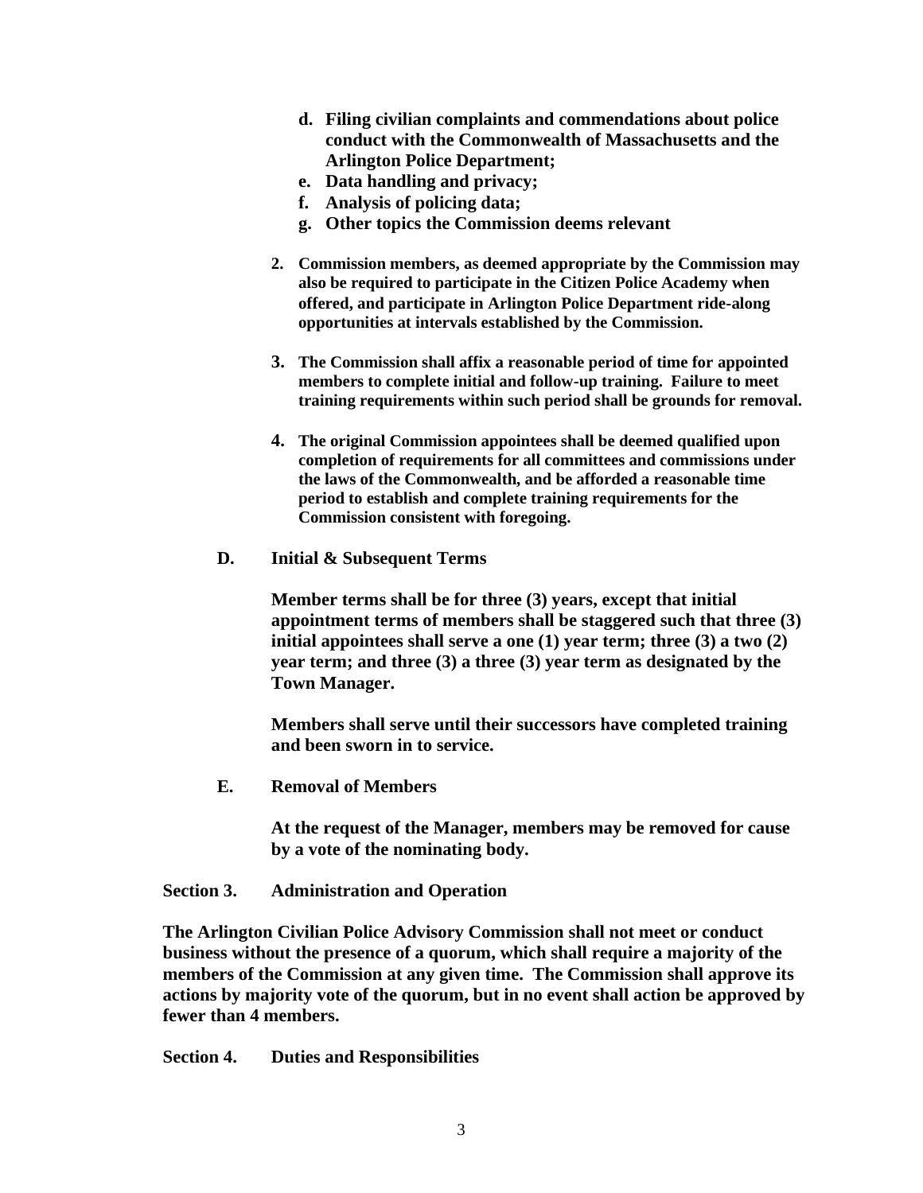d. **Filing civilian complaints and commendations about police conduct with the Commonwealth of Massachusetts and the Arlington Police Department;**
e. **Data handling and privacy;**
f. **Analysis of policing data;**
g. **Other topics the Commission deems relevant**

2. **Commission members, as deemed appropriate by the Commission may also be required to participate in the Citizen Police Academy when offered, and participate in Arlington Police Department ride-along opportunities at intervals established by the Commission.**

3. **The Commission shall affix a reasonable period of time for appointed members to complete initial and follow-up training. Failure to meet training requirements within such period shall be grounds for removal.**

4. **The original Commission appointees shall be deemed qualified upon completion of requirements for all committees and commissions under the laws of the Commonwealth, and be afforded a reasonable time period to establish and complete training requirements for the Commission consistent with foregoing.**

**D. Initial & Subsequent Terms**

**Member terms shall be for three (3) years, except that initial appointment terms of members shall be staggered such that three (3) initial appointees shall serve a one (1) year term; three (3) a two (2) year term; and three (3) a three (3) year term as designated by the Town Manager.**

**Members shall serve until their successors have completed training and been sworn in to service.**

**E. Removal of Members**

**At the request of the Manager, members may be removed for cause by a vote of the nominating body.**

**Section 3. Administration and Operation**

**The Arlington Civilian Police Advisory Commission shall not meet or conduct business without the presence of a quorum, which shall require a majority of the members of the Commission at any given time. The Commission shall approve its actions by majority vote of the quorum, but in no event shall action be approved by fewer than 4 members.**

**Section 4. Duties and Responsibilities**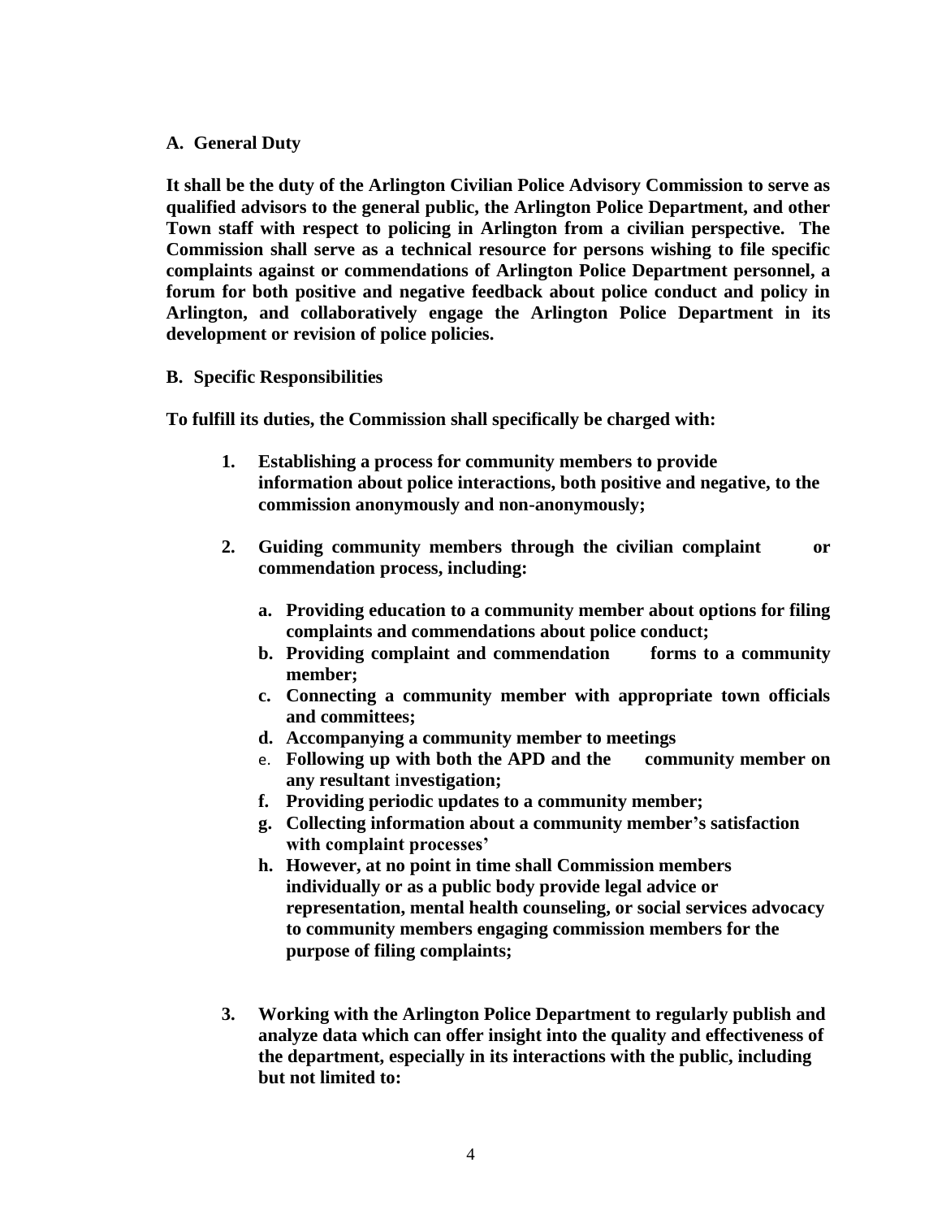**A. General Duty**

**It shall be the duty of the Arlington Civilian Police Advisory Commission to serve as qualified advisors to the general public, the Arlington Police Department, and other Town staff with respect to policing in Arlington from a civilian perspective. The Commission shall serve as a technical resource for persons wishing to file specific complaints against or commendations of Arlington Police Department personnel, a forum for both positive and negative feedback about police conduct and policy in Arlington, and collaboratively engage the Arlington Police Department in its development or revision of police policies.**

**B. Specific Responsibilities**

**To fulfill its duties, the Commission shall specifically be charged with:**

1. **Establishing a process for community members to provide information about police interactions, both positive and negative, to the commission anonymously and non-anonymously;**

2. **Guiding community members through the civilian complaint or commendation process, including:**

   a. **Providing education to a community member about options for filing complaints and commendations about police conduct;**
   b. **Providing complaint and commendation forms to a community member;**
   c. **Connecting a community member with appropriate town officials and committees;**
   d. **Accompanying a community member to meetings**
   e. **Following up with both the APD and the community member on any resultant investigation;**
   f. **Providing periodic updates to a community member;**
   g. **Collecting information about a community member's satisfaction with complaint processes'**
   h. **However, at no point in time shall Commission members individually or as a public body provide legal advice or representation, mental health counseling, or social services advocacy to community members engaging commission members for the purpose of filing complaints;**

3. **Working with the Arlington Police Department to regularly publish and analyze data which can offer insight into the quality and effectiveness of the department, especially in its interactions with the public, including but not limited to:**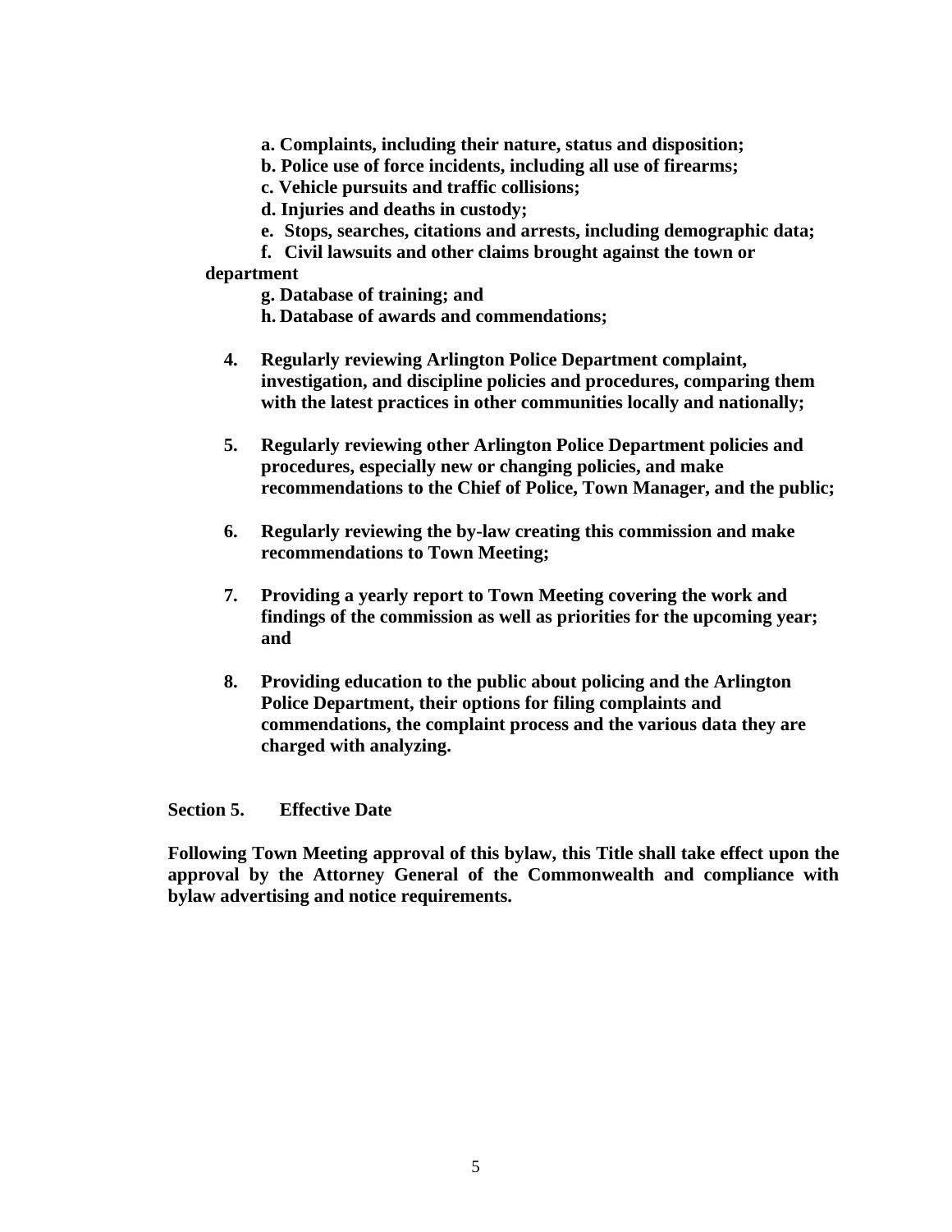**a. Complaints, including their nature, status and disposition;**

**b. Police use of force incidents, including all use of firearms;**

**c. Vehicle pursuits and traffic collisions;**

**d. Injuries and deaths in custody;**

**e. Stops, searches, citations and arrests, including demographic data;**

**f. Civil lawsuits and other claims brought against the town or department**

**g. Database of training; and**

**h. Database of awards and commendations;**

4. **Regularly reviewing Arlington Police Department complaint, investigation, and discipline policies and procedures, comparing them with the latest practices in other communities locally and nationally;**

5. **Regularly reviewing other Arlington Police Department policies and procedures, especially new or changing policies, and make recommendations to the Chief of Police, Town Manager, and the public;**

6. **Regularly reviewing the by-law creating this commission and make recommendations to Town Meeting;**

7. **Providing a yearly report to Town Meeting covering the work and findings of the commission as well as priorities for the upcoming year; and**

8. **Providing education to the public about policing and the Arlington Police Department, their options for filing complaints and commendations, the complaint process and the various data they are charged with analyzing.**

**Section 5. Effective Date**

**Following Town Meeting approval of this bylaw, this Title shall take effect upon the approval by the Attorney General of the Commonwealth and compliance with bylaw advertising and notice requirements.**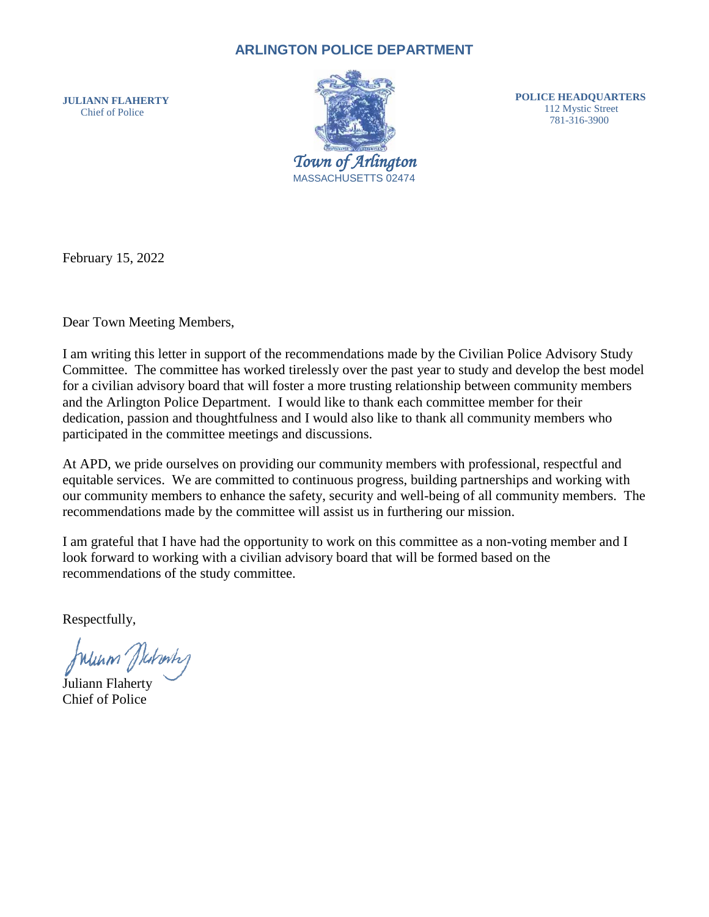# ARLINGTON POLICE DEPARTMENT

**JULIANN FLAHERTY**
Chief of Police

*Town of Arlington*
MASSACHUSETTS 02474

**POLICE HEADQUARTERS**
112 Mystic Street
781-316-3900

February 15, 2022

Dear Town Meeting Members,

I am writing this letter in support of the recommendations made by the Civilian Police Advisory Study Committee. The committee has worked tirelessly over the past year to study and develop the best model for a civilian advisory board that will foster a more trusting relationship between community members and the Arlington Police Department. I would like to thank each committee member for their dedication, passion and thoughtfulness and I would also like to thank all community members who participated in the committee meetings and discussions.

At APD, we pride ourselves on providing our community members with professional, respectful and equitable services. We are committed to continuous progress, building partnerships and working with our community members to enhance the safety, security and well-being of all community members. The recommendations made by the committee will assist us in furthering our mission.

I am grateful that I have had the opportunity to work on this committee as a non-voting member and I look forward to working with a civilian advisory board that will be formed based on the recommendations of the study committee.

Respectfully,

Juliann Flaherty
Chief of Police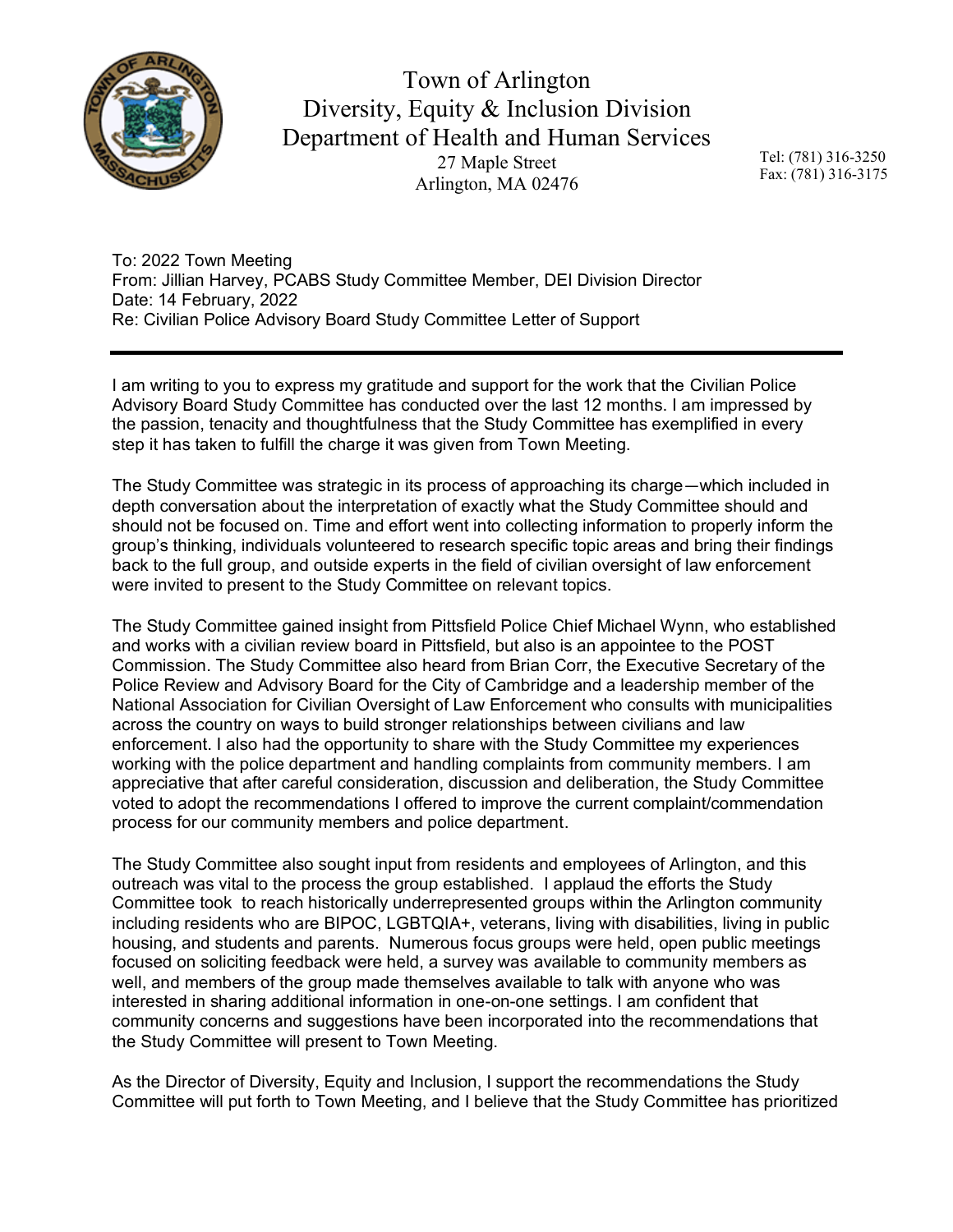# Town of Arlington
## Diversity, Equity & Inclusion Division
## Department of Health and Human Services

27 Maple Street
Arlington, MA 02476

Tel: (781) 316-3250
Fax: (781) 316-3175

To: 2022 Town Meeting
From: Jillian Harvey, PCABS Study Committee Member, DEI Division Director
Date: 14 February, 2022
Re: Civilian Police Advisory Board Study Committee Letter of Support

---

I am writing to you to express my gratitude and support for the work that the Civilian Police Advisory Board Study Committee has conducted over the last 12 months. I am impressed by the passion, tenacity and thoughtfulness that the Study Committee has exemplified in every step it has taken to fulfill the charge it was given from Town Meeting.

The Study Committee was strategic in its process of approaching its charge—which included in depth conversation about the interpretation of exactly what the Study Committee should and should not be focused on. Time and effort went into collecting information to properly inform the group's thinking, individuals volunteered to research specific topic areas and bring their findings back to the full group, and outside experts in the field of civilian oversight of law enforcement were invited to present to the Study Committee on relevant topics.

The Study Committee gained insight from Pittsfield Police Chief Michael Wynn, who established and works with a civilian review board in Pittsfield, but also is an appointee to the POST Commission. The Study Committee also heard from Brian Corr, the Executive Secretary of the Police Review and Advisory Board for the City of Cambridge and a leadership member of the National Association for Civilian Oversight of Law Enforcement who consults with municipalities across the country on ways to build stronger relationships between civilians and law enforcement. I also had the opportunity to share with the Study Committee my experiences working with the police department and handling complaints from community members. I am appreciative that after careful consideration, discussion and deliberation, the Study Committee voted to adopt the recommendations I offered to improve the current complaint/commendation process for our community members and police department.

The Study Committee also sought input from residents and employees of Arlington, and this outreach was vital to the process the group established. I applaud the efforts the Study Committee took to reach historically underrepresented groups within the Arlington community including residents who are BIPOC, LGBTQIA+, veterans, living with disabilities, living in public housing, and students and parents. Numerous focus groups were held, open public meetings focused on soliciting feedback were held, a survey was available to community members as well, and members of the group made themselves available to talk with anyone who was interested in sharing additional information in one-on-one settings. I am confident that community concerns and suggestions have been incorporated into the recommendations that the Study Committee will present to Town Meeting.

As the Director of Diversity, Equity and Inclusion, I support the recommendations the Study Committee will put forth to Town Meeting, and I believe that the Study Committee has prioritized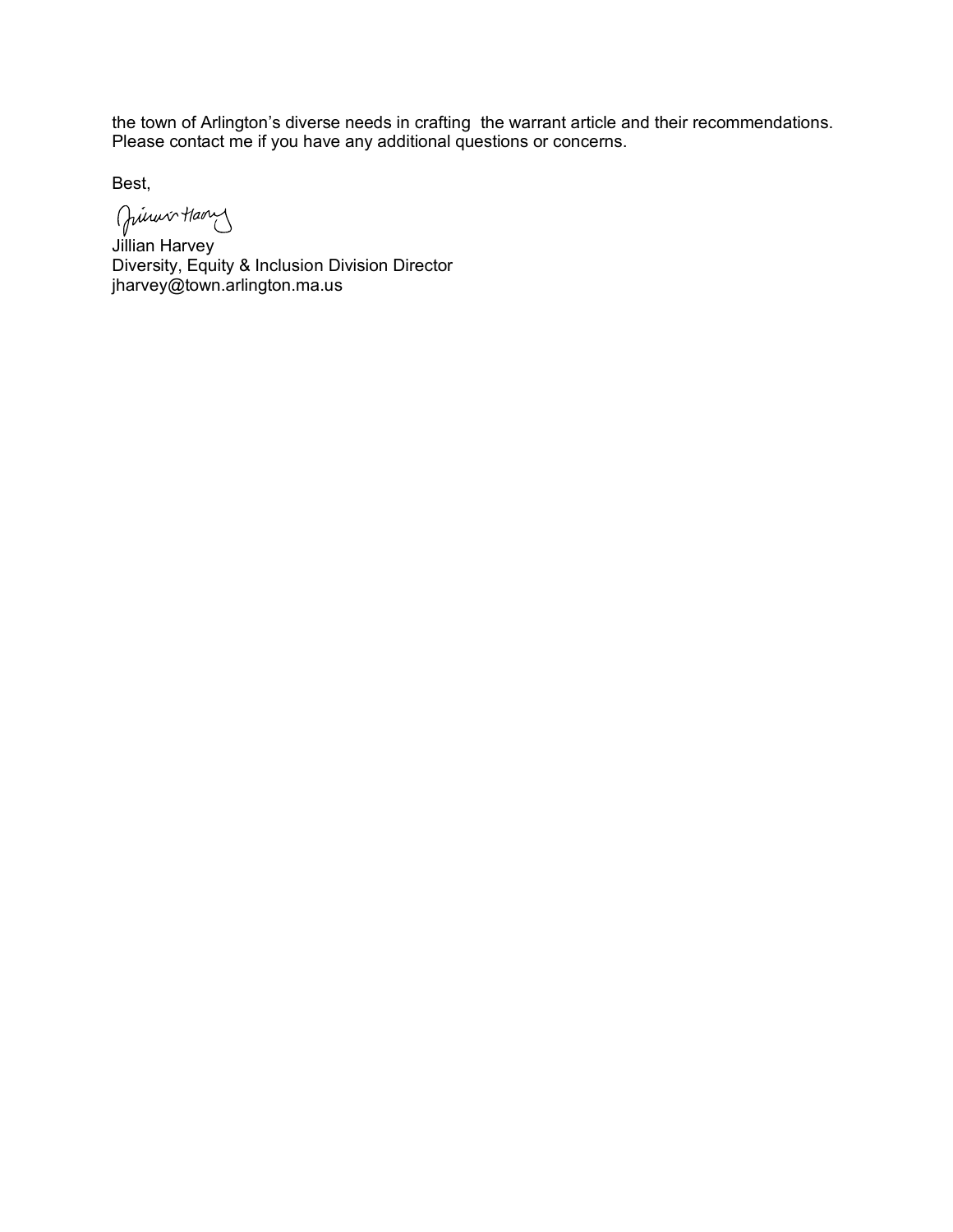the town of Arlington's diverse needs in crafting the warrant article and their recommendations. Please contact me if you have any additional questions or concerns.

Best,

Jillian Harvey
Diversity, Equity & Inclusion Division Director
jharvey@town.arlington.ma.us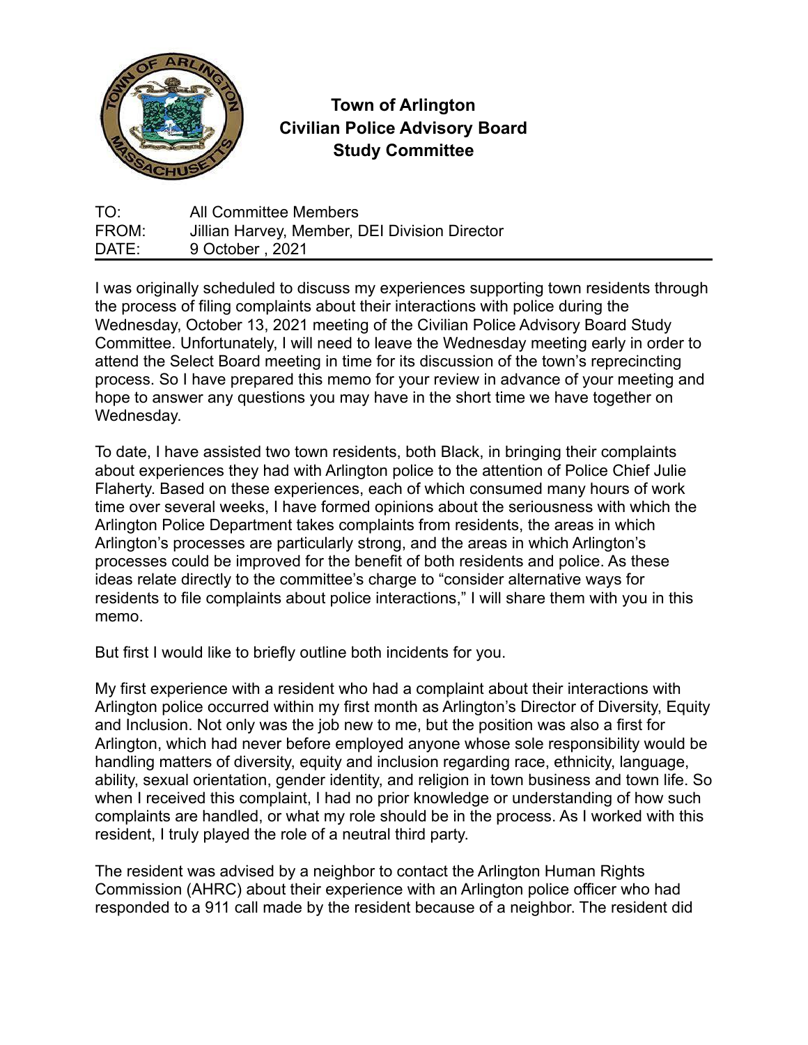# Town of Arlington
## Civilian Police Advisory Board Study Committee

| | |
|---|---|
| TO: | All Committee Members |
| FROM: | Jillian Harvey, Member, DEI Division Director |
| DATE: | 9 October , 2021 |

I was originally scheduled to discuss my experiences supporting town residents through the process of filing complaints about their interactions with police during the Wednesday, October 13, 2021 meeting of the Civilian Police Advisory Board Study Committee. Unfortunately, I will need to leave the Wednesday meeting early in order to attend the Select Board meeting in time for its discussion of the town's reprecincting process. So I have prepared this memo for your review in advance of your meeting and hope to answer any questions you may have in the short time we have together on Wednesday.

To date, I have assisted two town residents, both Black, in bringing their complaints about experiences they had with Arlington police to the attention of Police Chief Julie Flaherty. Based on these experiences, each of which consumed many hours of work time over several weeks, I have formed opinions about the seriousness with which the Arlington Police Department takes complaints from residents, the areas in which Arlington's processes are particularly strong, and the areas in which Arlington's processes could be improved for the benefit of both residents and police. As these ideas relate directly to the committee's charge to "consider alternative ways for residents to file complaints about police interactions," I will share them with you in this memo.

But first I would like to briefly outline both incidents for you.

My first experience with a resident who had a complaint about their interactions with Arlington police occurred within my first month as Arlington's Director of Diversity, Equity and Inclusion. Not only was the job new to me, but the position was also a first for Arlington, which had never before employed anyone whose sole responsibility would be handling matters of diversity, equity and inclusion regarding race, ethnicity, language, ability, sexual orientation, gender identity, and religion in town business and town life. So when I received this complaint, I had no prior knowledge or understanding of how such complaints are handled, or what my role should be in the process. As I worked with this resident, I truly played the role of a neutral third party.

The resident was advised by a neighbor to contact the Arlington Human Rights Commission (AHRC) about their experience with an Arlington police officer who had responded to a 911 call made by the resident because of a neighbor. The resident did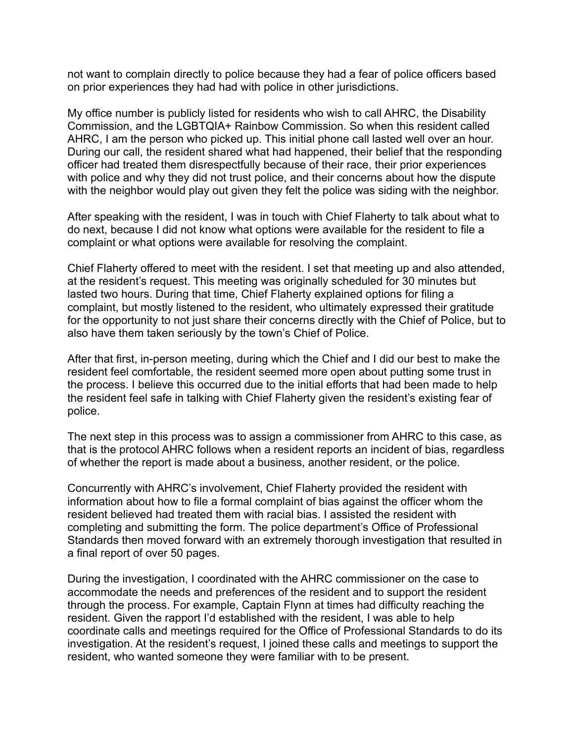not want to complain directly to police because they had a fear of police officers based on prior experiences they had had with police in other jurisdictions.

My office number is publicly listed for residents who wish to call AHRC, the Disability Commission, and the LGBTQIA+ Rainbow Commission. So when this resident called AHRC, I am the person who picked up. This initial phone call lasted well over an hour. During our call, the resident shared what had happened, their belief that the responding officer had treated them disrespectfully because of their race, their prior experiences with police and why they did not trust police, and their concerns about how the dispute with the neighbor would play out given they felt the police was siding with the neighbor.

After speaking with the resident, I was in touch with Chief Flaherty to talk about what to do next, because I did not know what options were available for the resident to file a complaint or what options were available for resolving the complaint.

Chief Flaherty offered to meet with the resident. I set that meeting up and also attended, at the resident's request. This meeting was originally scheduled for 30 minutes but lasted two hours. During that time, Chief Flaherty explained options for filing a complaint, but mostly listened to the resident, who ultimately expressed their gratitude for the opportunity to not just share their concerns directly with the Chief of Police, but to also have them taken seriously by the town's Chief of Police.

After that first, in-person meeting, during which the Chief and I did our best to make the resident feel comfortable, the resident seemed more open about putting some trust in the process. I believe this occurred due to the initial efforts that had been made to help the resident feel safe in talking with Chief Flaherty given the resident's existing fear of police.

The next step in this process was to assign a commissioner from AHRC to this case, as that is the protocol AHRC follows when a resident reports an incident of bias, regardless of whether the report is made about a business, another resident, or the police.

Concurrently with AHRC's involvement, Chief Flaherty provided the resident with information about how to file a formal complaint of bias against the officer whom the resident believed had treated them with racial bias. I assisted the resident with completing and submitting the form. The police department's Office of Professional Standards then moved forward with an extremely thorough investigation that resulted in a final report of over 50 pages.

During the investigation, I coordinated with the AHRC commissioner on the case to accommodate the needs and preferences of the resident and to support the resident through the process. For example, Captain Flynn at times had difficulty reaching the resident. Given the rapport I'd established with the resident, I was able to help coordinate calls and meetings required for the Office of Professional Standards to do its investigation. At the resident's request, I joined these calls and meetings to support the resident, who wanted someone they were familiar with to be present.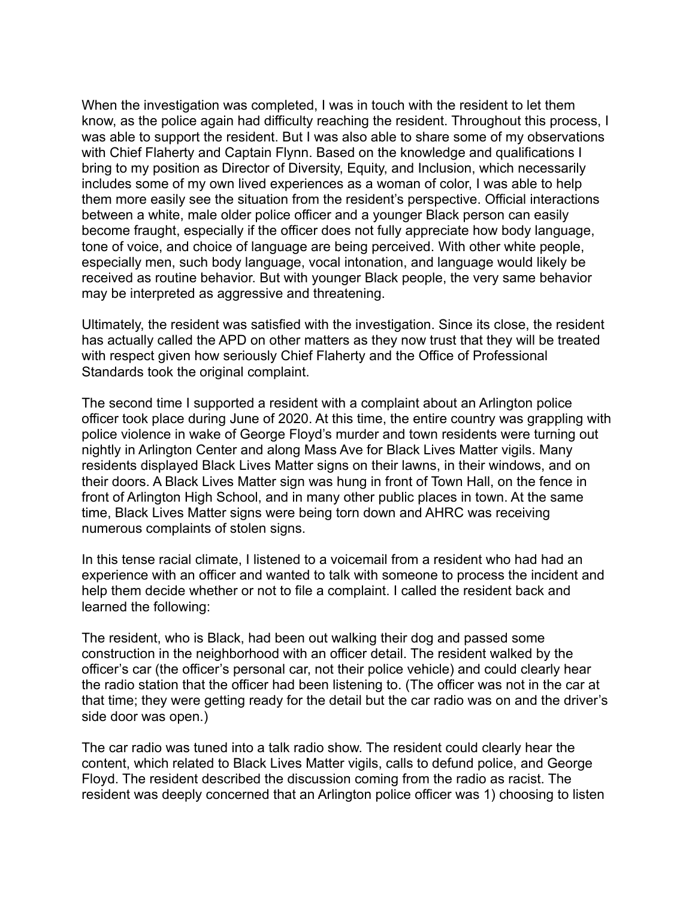When the investigation was completed, I was in touch with the resident to let them know, as the police again had difficulty reaching the resident. Throughout this process, I was able to support the resident. But I was also able to share some of my observations with Chief Flaherty and Captain Flynn. Based on the knowledge and qualifications I bring to my position as Director of Diversity, Equity, and Inclusion, which necessarily includes some of my own lived experiences as a woman of color, I was able to help them more easily see the situation from the resident's perspective. Official interactions between a white, male older police officer and a younger Black person can easily become fraught, especially if the officer does not fully appreciate how body language, tone of voice, and choice of language are being perceived. With other white people, especially men, such body language, vocal intonation, and language would likely be received as routine behavior. But with younger Black people, the very same behavior may be interpreted as aggressive and threatening.

Ultimately, the resident was satisfied with the investigation. Since its close, the resident has actually called the APD on other matters as they now trust that they will be treated with respect given how seriously Chief Flaherty and the Office of Professional Standards took the original complaint.

The second time I supported a resident with a complaint about an Arlington police officer took place during June of 2020. At this time, the entire country was grappling with police violence in wake of George Floyd's murder and town residents were turning out nightly in Arlington Center and along Mass Ave for Black Lives Matter vigils. Many residents displayed Black Lives Matter signs on their lawns, in their windows, and on their doors. A Black Lives Matter sign was hung in front of Town Hall, on the fence in front of Arlington High School, and in many other public places in town. At the same time, Black Lives Matter signs were being torn down and AHRC was receiving numerous complaints of stolen signs.

In this tense racial climate, I listened to a voicemail from a resident who had had an experience with an officer and wanted to talk with someone to process the incident and help them decide whether or not to file a complaint. I called the resident back and learned the following:

The resident, who is Black, had been out walking their dog and passed some construction in the neighborhood with an officer detail. The resident walked by the officer's car (the officer's personal car, not their police vehicle) and could clearly hear the radio station that the officer had been listening to. (The officer was not in the car at that time; they were getting ready for the detail but the car radio was on and the driver's side door was open.)

The car radio was tuned into a talk radio show. The resident could clearly hear the content, which related to Black Lives Matter vigils, calls to defund police, and George Floyd. The resident described the discussion coming from the radio as racist. The resident was deeply concerned that an Arlington police officer was 1) choosing to listen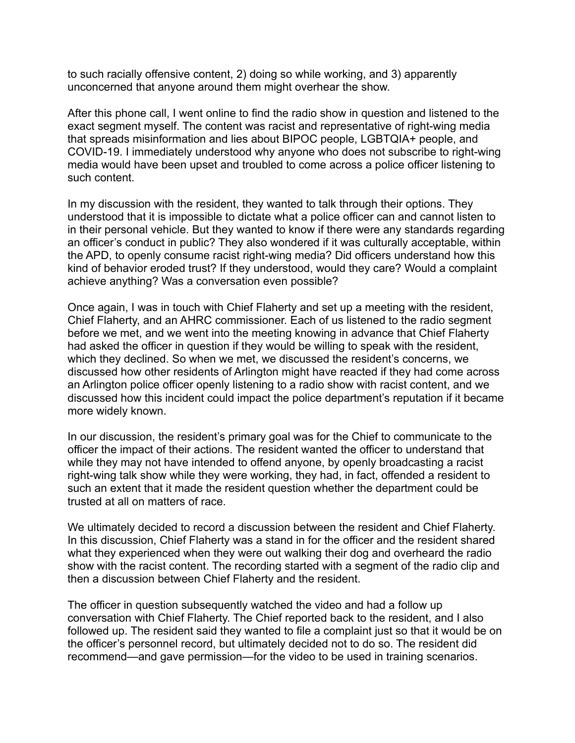to such racially offensive content, 2) doing so while working, and 3) apparently unconcerned that anyone around them might overhear the show.

After this phone call, I went online to find the radio show in question and listened to the exact segment myself. The content was racist and representative of right-wing media that spreads misinformation and lies about BIPOC people, LGBTQIA+ people, and COVID-19. I immediately understood why anyone who does not subscribe to right-wing media would have been upset and troubled to come across a police officer listening to such content.

In my discussion with the resident, they wanted to talk through their options. They understood that it is impossible to dictate what a police officer can and cannot listen to in their personal vehicle. But they wanted to know if there were any standards regarding an officer's conduct in public? They also wondered if it was culturally acceptable, within the APD, to openly consume racist right-wing media? Did officers understand how this kind of behavior eroded trust? If they understood, would they care? Would a complaint achieve anything? Was a conversation even possible?

Once again, I was in touch with Chief Flaherty and set up a meeting with the resident, Chief Flaherty, and an AHRC commissioner. Each of us listened to the radio segment before we met, and we went into the meeting knowing in advance that Chief Flaherty had asked the officer in question if they would be willing to speak with the resident, which they declined. So when we met, we discussed the resident's concerns, we discussed how other residents of Arlington might have reacted if they had come across an Arlington police officer openly listening to a radio show with racist content, and we discussed how this incident could impact the police department's reputation if it became more widely known.

In our discussion, the resident's primary goal was for the Chief to communicate to the officer the impact of their actions. The resident wanted the officer to understand that while they may not have intended to offend anyone, by openly broadcasting a racist right-wing talk show while they were working, they had, in fact, offended a resident to such an extent that it made the resident question whether the department could be trusted at all on matters of race.

We ultimately decided to record a discussion between the resident and Chief Flaherty. In this discussion, Chief Flaherty was a stand in for the officer and the resident shared what they experienced when they were out walking their dog and overheard the radio show with the racist content. The recording started with a segment of the radio clip and then a discussion between Chief Flaherty and the resident.

The officer in question subsequently watched the video and had a follow up conversation with Chief Flaherty. The Chief reported back to the resident, and I also followed up. The resident said they wanted to file a complaint just so that it would be on the officer's personnel record, but ultimately decided not to do so. The resident did recommend—and gave permission—for the video to be used in training scenarios.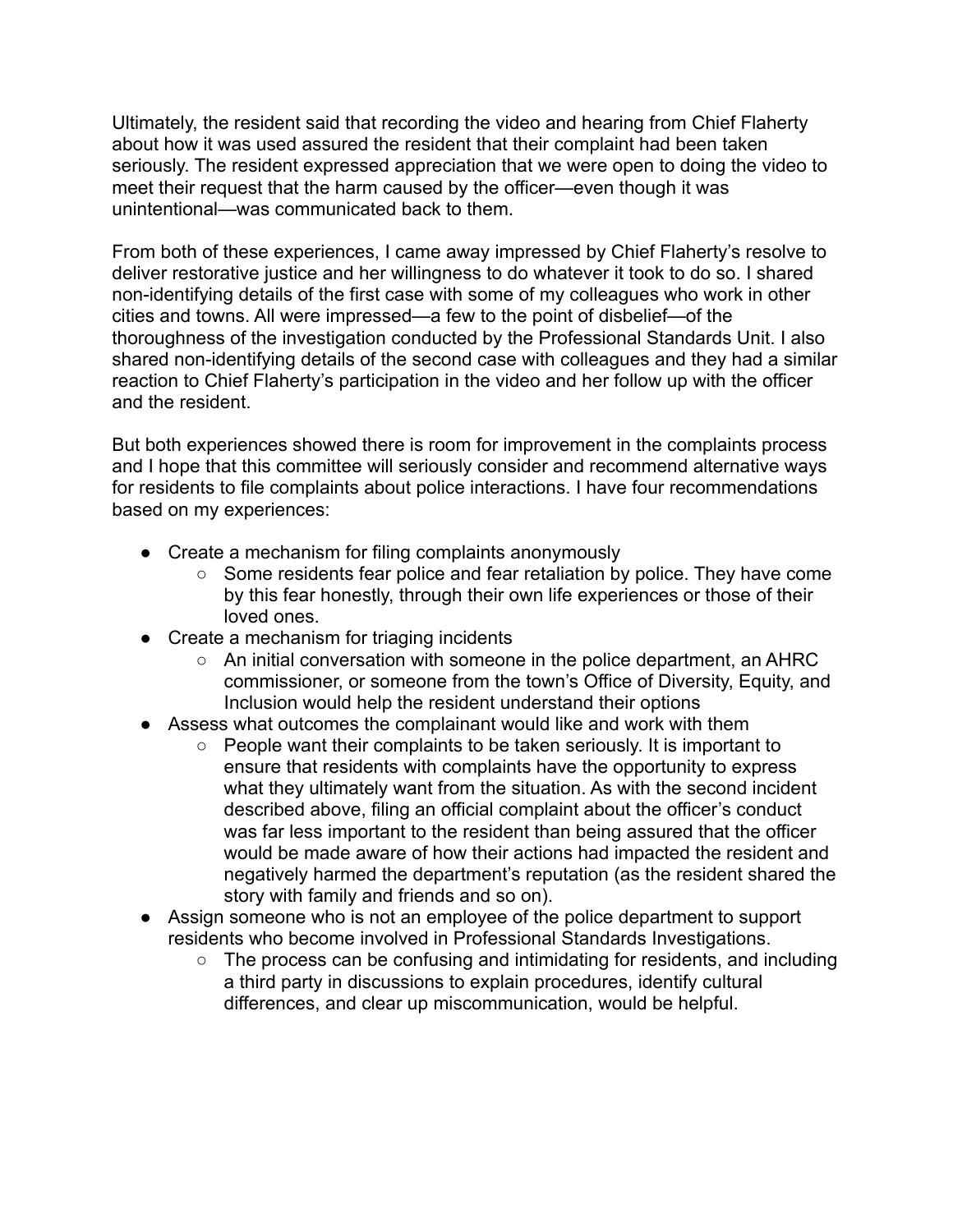Ultimately, the resident said that recording the video and hearing from Chief Flaherty about how it was used assured the resident that their complaint had been taken seriously. The resident expressed appreciation that we were open to doing the video to meet their request that the harm caused by the officer—even though it was unintentional—was communicated back to them.

From both of these experiences, I came away impressed by Chief Flaherty's resolve to deliver restorative justice and her willingness to do whatever it took to do so. I shared non-identifying details of the first case with some of my colleagues who work in other cities and towns. All were impressed—a few to the point of disbelief—of the thoroughness of the investigation conducted by the Professional Standards Unit. I also shared non-identifying details of the second case with colleagues and they had a similar reaction to Chief Flaherty's participation in the video and her follow up with the officer and the resident.

But both experiences showed there is room for improvement in the complaints process and I hope that this committee will seriously consider and recommend alternative ways for residents to file complaints about police interactions. I have four recommendations based on my experiences:

- Create a mechanism for filing complaints anonymously
  - Some residents fear police and fear retaliation by police. They have come by this fear honestly, through their own life experiences or those of their loved ones.
- Create a mechanism for triaging incidents
  - An initial conversation with someone in the police department, an AHRC commissioner, or someone from the town's Office of Diversity, Equity, and Inclusion would help the resident understand their options
- Assess what outcomes the complainant would like and work with them
  - People want their complaints to be taken seriously. It is important to ensure that residents with complaints have the opportunity to express what they ultimately want from the situation. As with the second incident described above, filing an official complaint about the officer's conduct was far less important to the resident than being assured that the officer would be made aware of how their actions had impacted the resident and negatively harmed the department's reputation (as the resident shared the story with family and friends and so on).
- Assign someone who is not an employee of the police department to support residents who become involved in Professional Standards Investigations.
  - The process can be confusing and intimidating for residents, and including a third party in discussions to explain procedures, identify cultural differences, and clear up miscommunication, would be helpful.